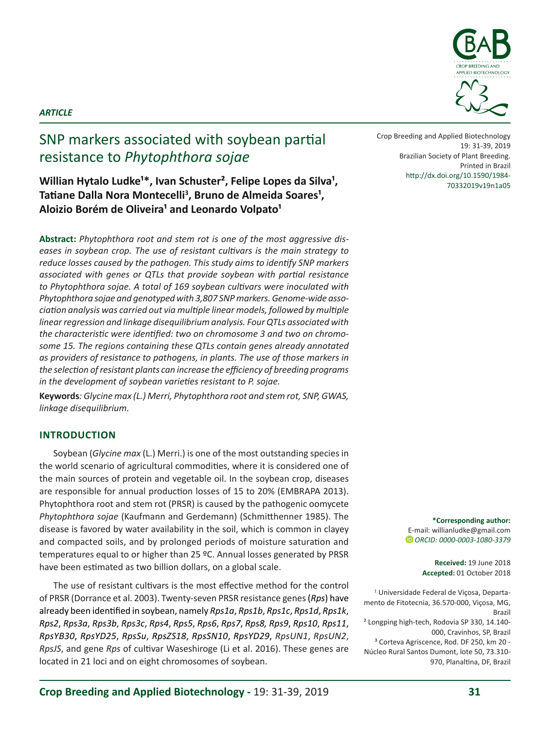*ARTICLE*

# SNP markers associated with soybean partial resistance to *Phytophthora sojae*

**Willian Hytalo Ludke[1]*, Ivan Schuster[2], Felipe Lopes da Silva[1], Tatiane Dalla Nora Montecelli[3], Bruno de Almeida Soares[1], Aloizio Borém de Oliveira[1] and Leonardo Volpato[1]**

Crop Breeding and Applied Biotechnology 19: 31-39, 2019
Brazilian Society of Plant Breeding.
Printed in Brazil
http://dx.doi.org/10.1590/1984-70332019v19n1a05

**Abstract:** *Phytophthora root and stem rot is one of the most aggressive diseases in soybean crop. The use of resistant cultivars is the main strategy to reduce losses caused by the pathogen. This study aims to identify SNP markers associated with genes or QTLs that provide soybean with partial resistance to Phytophthora sojae. A total of 169 soybean cultivars were inoculated with Phytophthora sojae and genotyped with 3,807 SNP markers. Genome-wide association analysis was carried out via multiple linear models, followed by multiple linear regression and linkage disequilibrium analysis. Four QTLs associated with the characteristic were identified: two on chromosome 3 and two on chromosome 15. The regions containing these QTLs contain genes already annotated as providers of resistance to pathogens, in plants. The use of those markers in the selection of resistant plants can increase the efficiency of breeding programs in the development of soybean varieties resistant to P. sojae.*

**Keywords**: *Glycine max (L.) Merri, Phytophthora root and stem rot, SNP, GWAS, linkage disequilibrium.*

## INTRODUCTION

Soybean (*Glycine max* (L.) Merri.) is one of the most outstanding species in the world scenario of agricultural commodities, where it is considered one of the main sources of protein and vegetable oil. In the soybean crop, diseases are responsible for annual production losses of 15 to 20% (EMBRAPA 2013). Phytophthora root and stem rot (PRSR) is caused by the pathogenic oomycete *Phytophthora sojae* (Kaufmann and Gerdemann) (Schmitthenner 1985). The disease is favored by water availability in the soil, which is common in clayey and compacted soils, and by prolonged periods of moisture saturation and temperatures equal to or higher than 25 ºC. Annual losses generated by PRSR have been estimated as two billion dollars, on a global scale.

The use of resistant cultivars is the most effective method for the control of PRSR (Dorrance et al. 2003). Twenty-seven PRSR resistance genes (*Rps*) have already been identified in soybean, namely *Rps1a*, *Rps1b*, *Rps1c*, *Rps1d*, *Rps1k*, *Rps2*, *Rps3a*, *Rps3b*, *Rps3c*, *Rps4*, *Rps5*, *Rps6*, *Rps7*, *Rps8, Rps9*, *Rps10*, *Rps11*, *RpsYB30*, *RpsYD25*, *RpsSu*, *RpsZS18*, *RpsSN10*, *RpsYD29*, *RpsUN1*, *RpsUN2*, *RpsJS*, and gene *Rps* of cultivar Waseshiroge (Li et al. 2016). These genes are located in 21 loci and on eight chromosomes of soybean.

**\*Corresponding author:**
E-mail: willianludke@gmail.com
*ORCID: 0000-0003-1080-3379*

**Received:** 19 June 2018
**Accepted:** 01 October 2018

[1] Universidade Federal de Viçosa, Departamento de Fitotecnia, 36.570-000, Viçosa, MG, Brazil
[2] Longping high-tech, Rodovia SP 330, 14.140-000, Cravinhos, SP, Brazil
[3] Corteva Agriscence, Rod. DF 250, km 20 - Núcleo Rural Santos Dumont, lote 50, 73.310-970, Planaltina, DF, Brazil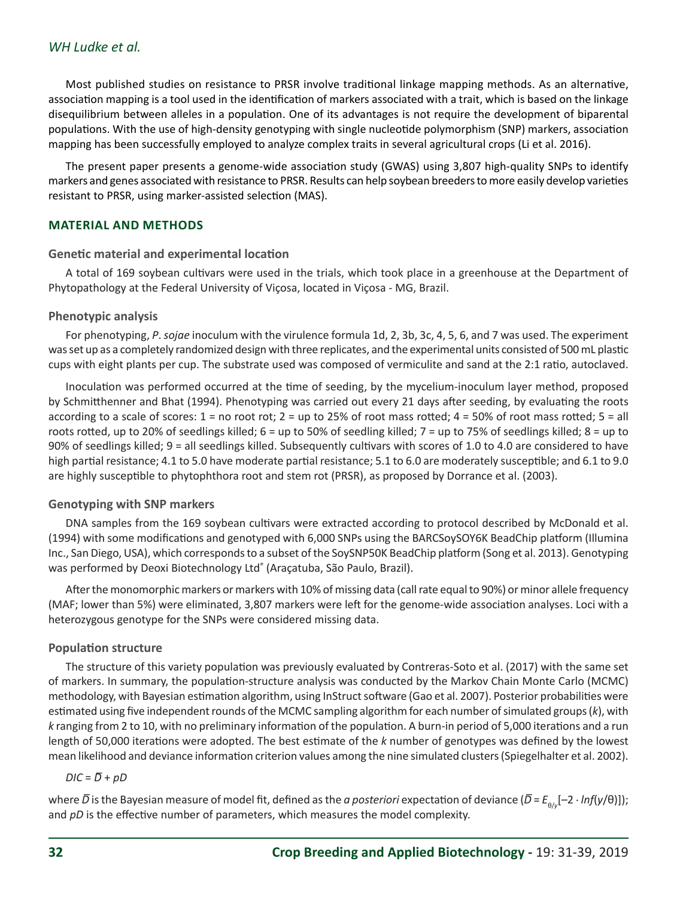Most published studies on resistance to PRSR involve traditional linkage mapping methods. As an alternative, association mapping is a tool used in the identification of markers associated with a trait, which is based on the linkage disequilibrium between alleles in a population. One of its advantages is not require the development of biparental populations. With the use of high-density genotyping with single nucleotide polymorphism (SNP) markers, association mapping has been successfully employed to analyze complex traits in several agricultural crops (Li et al. 2016).

The present paper presents a genome-wide association study (GWAS) using 3,807 high-quality SNPs to identify markers and genes associated with resistance to PRSR. Results can help soybean breeders to more easily develop varieties resistant to PRSR, using marker-assisted selection (MAS).

## MATERIAL AND METHODS

### Genetic material and experimental location

A total of 169 soybean cultivars were used in the trials, which took place in a greenhouse at the Department of Phytopathology at the Federal University of Viçosa, located in Viçosa - MG, Brazil.

### Phenotypic analysis

For phenotyping, *P. sojae* inoculum with the virulence formula 1d, 2, 3b, 3c, 4, 5, 6, and 7 was used. The experiment was set up as a completely randomized design with three replicates, and the experimental units consisted of 500 mL plastic cups with eight plants per cup. The substrate used was composed of vermiculite and sand at the 2:1 ratio, autoclaved.

Inoculation was performed occurred at the time of seeding, by the mycelium-inoculum layer method, proposed by Schmitthenner and Bhat (1994). Phenotyping was carried out every 21 days after seeding, by evaluating the roots according to a scale of scores: 1 = no root rot; 2 = up to 25% of root mass rotted; 4 = 50% of root mass rotted; 5 = all roots rotted, up to 20% of seedlings killed; 6 = up to 50% of seedling killed; 7 = up to 75% of seedlings killed; 8 = up to 90% of seedlings killed; 9 = all seedlings killed. Subsequently cultivars with scores of 1.0 to 4.0 are considered to have high partial resistance; 4.1 to 5.0 have moderate partial resistance; 5.1 to 6.0 are moderately susceptible; and 6.1 to 9.0 are highly susceptible to phytophthora root and stem rot (PRSR), as proposed by Dorrance et al. (2003).

### Genotyping with SNP markers

DNA samples from the 169 soybean cultivars were extracted according to protocol described by McDonald et al. (1994) with some modifications and genotyped with 6,000 SNPs using the BARCSoySOY6K BeadChip platform (Illumina Inc., San Diego, USA), which corresponds to a subset of the SoySNP50K BeadChip platform (Song et al. 2013). Genotyping was performed by Deoxi Biotechnology Ltd® (Araçatuba, São Paulo, Brazil).

After the monomorphic markers or markers with 10% of missing data (call rate equal to 90%) or minor allele frequency (MAF; lower than 5%) were eliminated, 3,807 markers were left for the genome-wide association analyses. Loci with a heterozygous genotype for the SNPs were considered missing data.

### Population structure

The structure of this variety population was previously evaluated by Contreras-Soto et al. (2017) with the same set of markers. In summary, the population-structure analysis was conducted by the Markov Chain Monte Carlo (MCMC) methodology, with Bayesian estimation algorithm, using InStruct software (Gao et al. 2007). Posterior probabilities were estimated using five independent rounds of the MCMC sampling algorithm for each number of simulated groups ($k$), with $k$ ranging from 2 to 10, with no preliminary information of the population. A burn-in period of 5,000 iterations and a run length of 50,000 iterations were adopted. The best estimate of the $k$ number of genotypes was defined by the lowest mean likelihood and deviance information criterion values among the nine simulated clusters (Spiegelhalter et al. 2002).

$$DIC = \bar{D} + pD$$

where $\bar{D}$ is the Bayesian measure of model fit, defined as the *a posteriori* expectation of deviance ($\bar{D} = E_{\theta/y}[-2 \cdot lnf(y/\theta)]$); and $pD$ is the effective number of parameters, which measures the model complexity.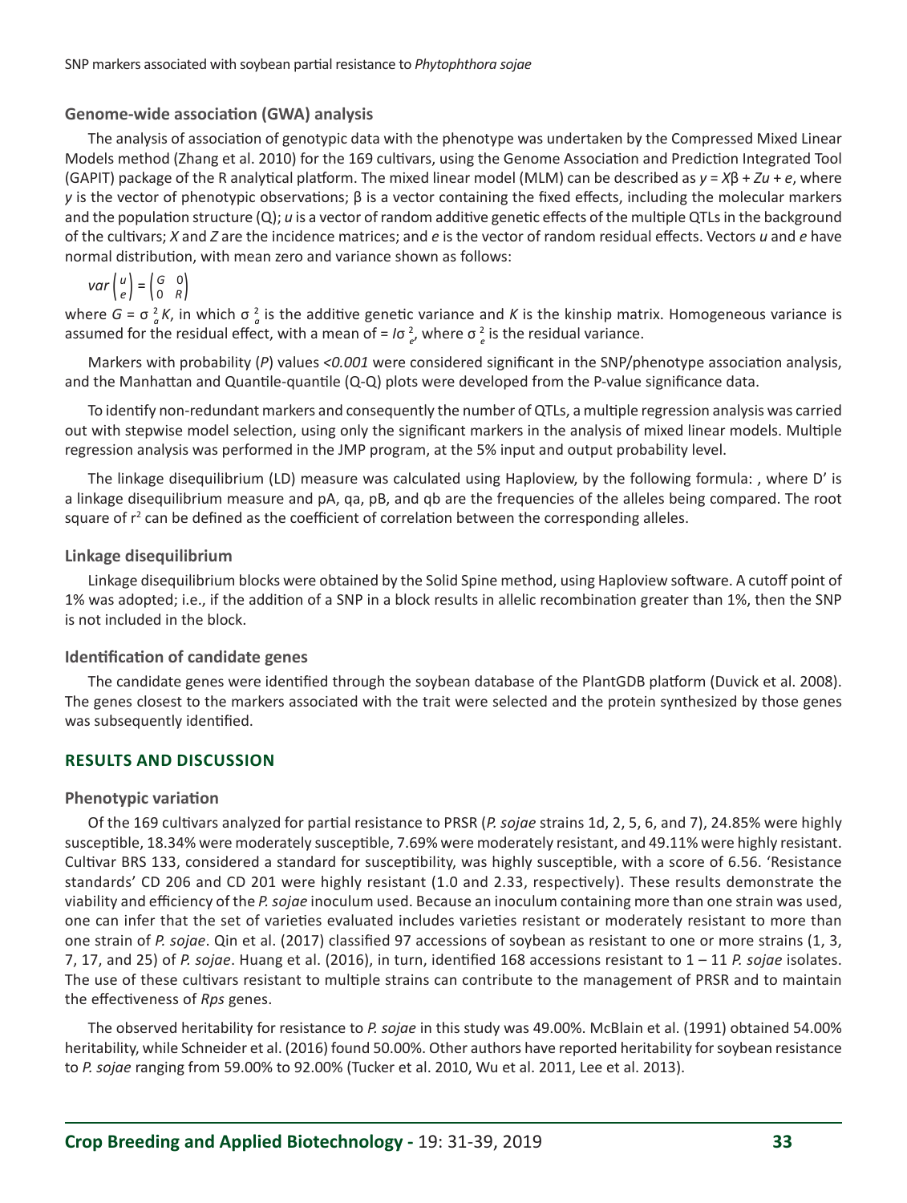### Genome-wide association (GWA) analysis

The analysis of association of genotypic data with the phenotype was undertaken by the Compressed Mixed Linear Models method (Zhang et al. 2010) for the 169 cultivars, using the Genome Association and Prediction Integrated Tool (GAPIT) package of the R analytical platform. The mixed linear model (MLM) can be described as $y = X\beta + Zu + e$, where $y$ is the vector of phenotypic observations; β is a vector containing the fixed effects, including the molecular markers and the population structure (Q); $u$ is a vector of random additive genetic effects of the multiple QTLs in the background of the cultivars; $X$ and $Z$ are the incidence matrices; and $e$ is the vector of random residual effects. Vectors $u$ and $e$ have normal distribution, with mean zero and variance shown as follows:

$$var\begin{pmatrix} u \\ e \end{pmatrix} = \begin{pmatrix} G & 0 \\ 0 & R \end{pmatrix}$$

where $G = \sigma_a^2 K$, in which $\sigma_a^2$ is the additive genetic variance and $K$ is the kinship matrix. Homogeneous variance is assumed for the residual effect, with a mean of $= I\sigma_e^2$, where $\sigma_e^2$ is the residual variance.

Markers with probability ($P$) values *<0.001* were considered significant in the SNP/phenotype association analysis, and the Manhattan and Quantile-quantile (Q-Q) plots were developed from the P-value significance data.

To identify non-redundant markers and consequently the number of QTLs, a multiple regression analysis was carried out with stepwise model selection, using only the significant markers in the analysis of mixed linear models. Multiple regression analysis was performed in the JMP program, at the 5% input and output probability level.

The linkage disequilibrium (LD) measure was calculated using Haploview, by the following formula: , where D' is a linkage disequilibrium measure and pA, qa, pB, and qb are the frequencies of the alleles being compared. The root square of $r^2$ can be defined as the coefficient of correlation between the corresponding alleles.

### Linkage disequilibrium

Linkage disequilibrium blocks were obtained by the Solid Spine method, using Haploview software. A cutoff point of 1% was adopted; i.e., if the addition of a SNP in a block results in allelic recombination greater than 1%, then the SNP is not included in the block.

### Identification of candidate genes

The candidate genes were identified through the soybean database of the PlantGDB platform (Duvick et al. 2008). The genes closest to the markers associated with the trait were selected and the protein synthesized by those genes was subsequently identified.

## RESULTS AND DISCUSSION

### Phenotypic variation

Of the 169 cultivars analyzed for partial resistance to PRSR (*P. sojae* strains 1d, 2, 5, 6, and 7), 24.85% were highly susceptible, 18.34% were moderately susceptible, 7.69% were moderately resistant, and 49.11% were highly resistant. Cultivar BRS 133, considered a standard for susceptibility, was highly susceptible, with a score of 6.56. 'Resistance standards' CD 206 and CD 201 were highly resistant (1.0 and 2.33, respectively). These results demonstrate the viability and efficiency of the *P. sojae* inoculum used. Because an inoculum containing more than one strain was used, one can infer that the set of varieties evaluated includes varieties resistant or moderately resistant to more than one strain of *P. sojae*. Qin et al. (2017) classified 97 accessions of soybean as resistant to one or more strains (1, 3, 7, 17, and 25) of *P. sojae*. Huang et al. (2016), in turn, identified 168 accessions resistant to 1 – 11 *P. sojae* isolates. The use of these cultivars resistant to multiple strains can contribute to the management of PRSR and to maintain the effectiveness of *Rps* genes.

The observed heritability for resistance to *P. sojae* in this study was 49.00%. McBlain et al. (1991) obtained 54.00% heritability, while Schneider et al. (2016) found 50.00%. Other authors have reported heritability for soybean resistance to *P. sojae* ranging from 59.00% to 92.00% (Tucker et al. 2010, Wu et al. 2011, Lee et al. 2013).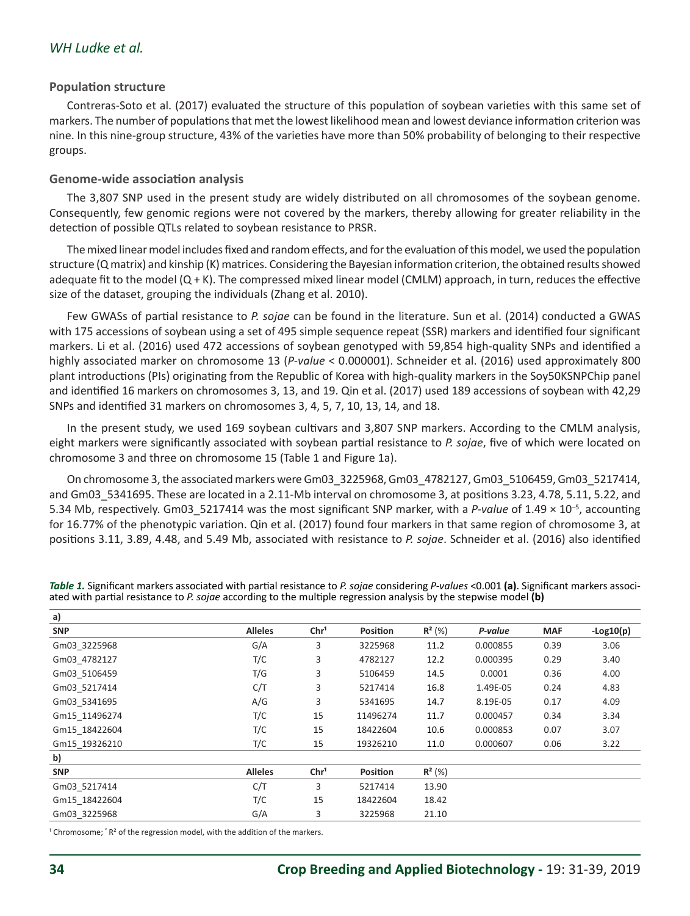### Population structure

Contreras-Soto et al. (2017) evaluated the structure of this population of soybean varieties with this same set of markers. The number of populations that met the lowest likelihood mean and lowest deviance information criterion was nine. In this nine-group structure, 43% of the varieties have more than 50% probability of belonging to their respective groups.

### Genome-wide association analysis

The 3,807 SNP used in the present study are widely distributed on all chromosomes of the soybean genome. Consequently, few genomic regions were not covered by the markers, thereby allowing for greater reliability in the detection of possible QTLs related to soybean resistance to PRSR.

The mixed linear model includes fixed and random effects, and for the evaluation of this model, we used the population structure (Q matrix) and kinship (K) matrices. Considering the Bayesian information criterion, the obtained results showed adequate fit to the model (Q + K). The compressed mixed linear model (CMLM) approach, in turn, reduces the effective size of the dataset, grouping the individuals (Zhang et al. 2010).

Few GWASs of partial resistance to *P. sojae* can be found in the literature. Sun et al. (2014) conducted a GWAS with 175 accessions of soybean using a set of 495 simple sequence repeat (SSR) markers and identified four significant markers. Li et al. (2016) used 472 accessions of soybean genotyped with 59,854 high-quality SNPs and identified a highly associated marker on chromosome 13 (*P-value* < 0.000001). Schneider et al. (2016) used approximately 800 plant introductions (PIs) originating from the Republic of Korea with high-quality markers in the Soy50KSNPChip panel and identified 16 markers on chromosomes 3, 13, and 19. Qin et al. (2017) used 189 accessions of soybean with 42,29 SNPs and identified 31 markers on chromosomes 3, 4, 5, 7, 10, 13, 14, and 18.

In the present study, we used 169 soybean cultivars and 3,807 SNP markers. According to the CMLM analysis, eight markers were significantly associated with soybean partial resistance to *P. sojae*, five of which were located on chromosome 3 and three on chromosome 15 (Table 1 and Figure 1a).

On chromosome 3, the associated markers were Gm03_3225968, Gm03_4782127, Gm03_5106459, Gm03_5217414, and Gm03_5341695. These are located in a 2.11-Mb interval on chromosome 3, at positions 3.23, 4.78, 5.11, 5.22, and 5.34 Mb, respectively. Gm03_5217414 was the most significant SNP marker, with a *P-value* of $1.49 \times 10^{-5}$, accounting for 16.77% of the phenotypic variation. Qin et al. (2017) found four markers in that same region of chromosome 3, at positions 3.11, 3.89, 4.48, and 5.49 Mb, associated with resistance to *P. sojae*. Schneider et al. (2016) also identified

***Table 1.*** Significant markers associated with partial resistance to *P. sojae* considering *P-values* <0.001 **(a)**. Significant markers associated with partial resistance to *P. sojae* according to the multiple regression analysis by the stepwise model **(b)**

**a)**

| SNP | Alleles | Chr[1] | Position | $R^2$ (%) | *P-value* | MAF | -Log10(p) |
|---|---|---|---|---|---|---|---|
| Gm03_3225968 | G/A | 3 | 3225968 | 11.2 | 0.000855 | 0.39 | 3.06 |
| Gm03_4782127 | T/C | 3 | 4782127 | 12.2 | 0.000395 | 0.29 | 3.40 |
| Gm03_5106459 | T/G | 3 | 5106459 | 14.5 | 0.0001 | 0.36 | 4.00 |
| Gm03_5217414 | C/T | 3 | 5217414 | 16.8 | 1.49E-05 | 0.24 | 4.83 |
| Gm03_5341695 | A/G | 3 | 5341695 | 14.7 | 8.19E-05 | 0.17 | 4.09 |
| Gm15_11496274 | T/C | 15 | 11496274 | 11.7 | 0.000457 | 0.34 | 3.34 |
| Gm15_18422604 | T/C | 15 | 18422604 | 10.6 | 0.000853 | 0.07 | 3.07 |
| Gm15_19326210 | T/C | 15 | 19326210 | 11.0 | 0.000607 | 0.06 | 3.22 |

**b)**

| SNP | Alleles | Chr[1] | Position | $R^2$ (%) |
|---|---|---|---|---|
| Gm03_5217414 | C/T | 3 | 5217414 | 13.90 |
| Gm15_18422604 | T/C | 15 | 18422604 | 18.42 |
| Gm03_3225968 | G/A | 3 | 3225968 | 21.10 |

[1] Chromosome; [²] $R^2$ of the regression model, with the addition of the markers.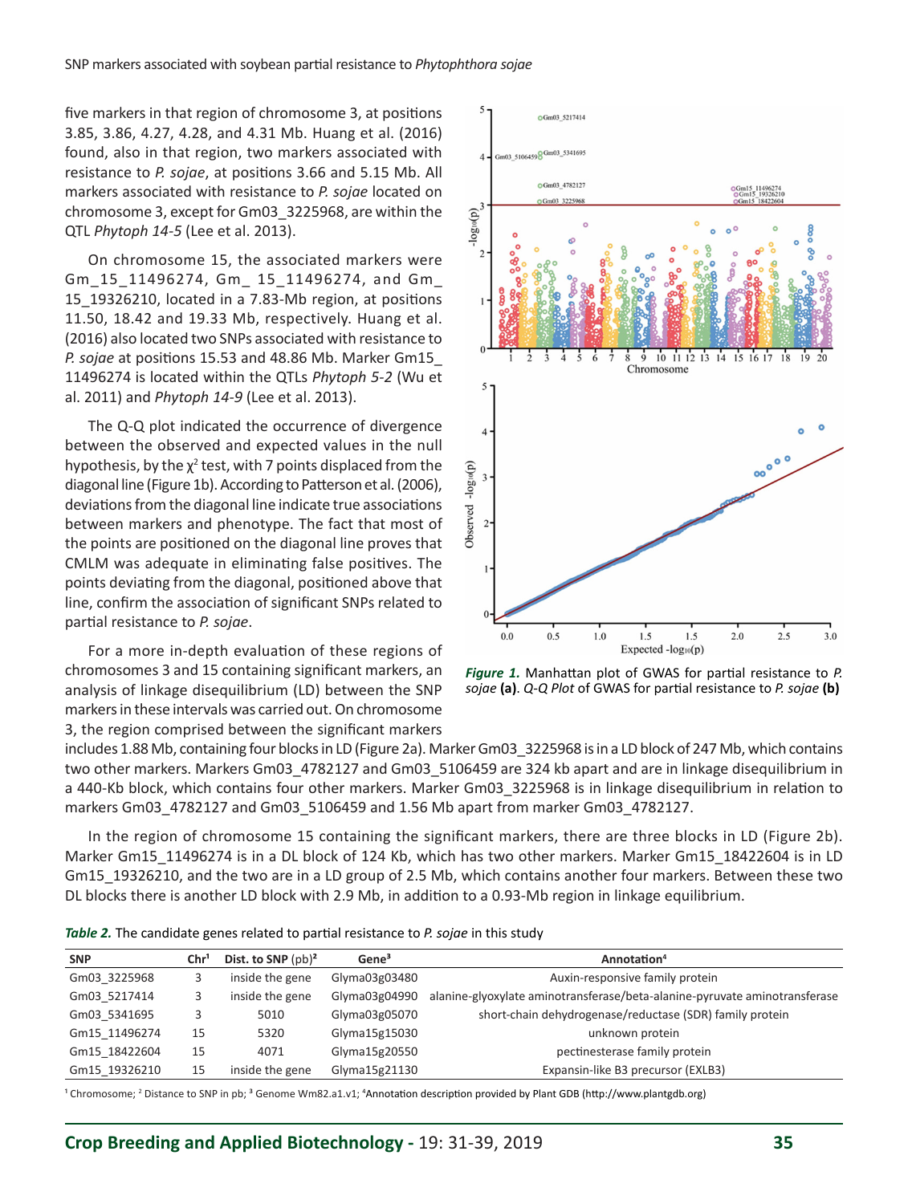five markers in that region of chromosome 3, at positions 3.85, 3.86, 4.27, 4.28, and 4.31 Mb. Huang et al. (2016) found, also in that region, two markers associated with resistance to *P. sojae*, at positions 3.66 and 5.15 Mb. All markers associated with resistance to *P. sojae* located on chromosome 3, except for Gm03_3225968, are within the QTL *Phytoph 14-5* (Lee et al. 2013).

On chromosome 15, the associated markers were Gm_15_11496274, Gm_ 15_11496274, and Gm_ 15_19326210, located in a 7.83-Mb region, at positions 11.50, 18.42 and 19.33 Mb, respectively. Huang et al. (2016) also located two SNPs associated with resistance to *P. sojae* at positions 15.53 and 48.86 Mb. Marker Gm15_ 11496274 is located within the QTLs *Phytoph 5-2* (Wu et al. 2011) and *Phytoph 14-9* (Lee et al. 2013).

The Q-Q plot indicated the occurrence of divergence between the observed and expected values in the null hypothesis, by the $\chi^2$ test, with 7 points displaced from the diagonal line (Figure 1b). According to Patterson et al. (2006), deviations from the diagonal line indicate true associations between markers and phenotype. The fact that most of the points are positioned on the diagonal line proves that CMLM was adequate in eliminating false positives. The points deviating from the diagonal, positioned above that line, confirm the association of significant SNPs related to partial resistance to *P. sojae*.

For a more in-depth evaluation of these regions of chromosomes 3 and 15 containing significant markers, an analysis of linkage disequilibrium (LD) between the SNP markers in these intervals was carried out. On chromosome 3, the region comprised between the significant markers includes 1.88 Mb, containing four blocks in LD (Figure 2a). Marker Gm03_3225968 is in a LD block of 247 Mb, which contains two other markers. Markers Gm03_4782127 and Gm03_5106459 are 324 kb apart and are in linkage disequilibrium in a 440-Kb block, which contains four other markers. Marker Gm03_3225968 is in linkage disequilibrium in relation to markers Gm03_4782127 and Gm03_5106459 and 1.56 Mb apart from marker Gm03_4782127.

In the region of chromosome 15 containing the significant markers, there are three blocks in LD (Figure 2b). Marker Gm15_11496274 is in a DL block of 124 Kb, which has two other markers. Marker Gm15_18422604 is in LD Gm15_19326210, and the two are in a LD group of 2.5 Mb, which contains another four markers. Between these two DL blocks there is another LD block with 2.9 Mb, in addition to a 0.93-Mb region in linkage equilibrium.

***Figure 1.*** Manhattan plot of GWAS for partial resistance to *P. sojae* **(a)**. *Q-Q Plot* of GWAS for partial resistance to *P. sojae* **(b)**

***Table 2.*** The candidate genes related to partial resistance to *P. sojae* in this study

| SNP | Chr[1] | Dist. to SNP (pb)[2] | Gene[3] | Annotation[4] |
|---|---|---|---|---|
| Gm03_3225968 | 3 | inside the gene | Glyma03g03480 | Auxin-responsive family protein |
| Gm03_5217414 | 3 | inside the gene | Glyma03g04990 | alanine-glyoxylate aminotransferase/beta-alanine-pyruvate aminotransferase |
| Gm03_5341695 | 3 | 5010 | Glyma03g05070 | short-chain dehydrogenase/reductase (SDR) family protein |
| Gm15_11496274 | 15 | 5320 | Glyma15g15030 | unknown protein |
| Gm15_18422604 | 15 | 4071 | Glyma15g20550 | pectinesterase family protein |
| Gm15_19326210 | 15 | inside the gene | Glyma15g21130 | Expansin-like B3 precursor (EXLB3) |

[1] Chromosome; [2] Distance to SNP in pb; [3] Genome Wm82.a1.v1; [4]Annotation description provided by Plant GDB (http://www.plantgdb.org)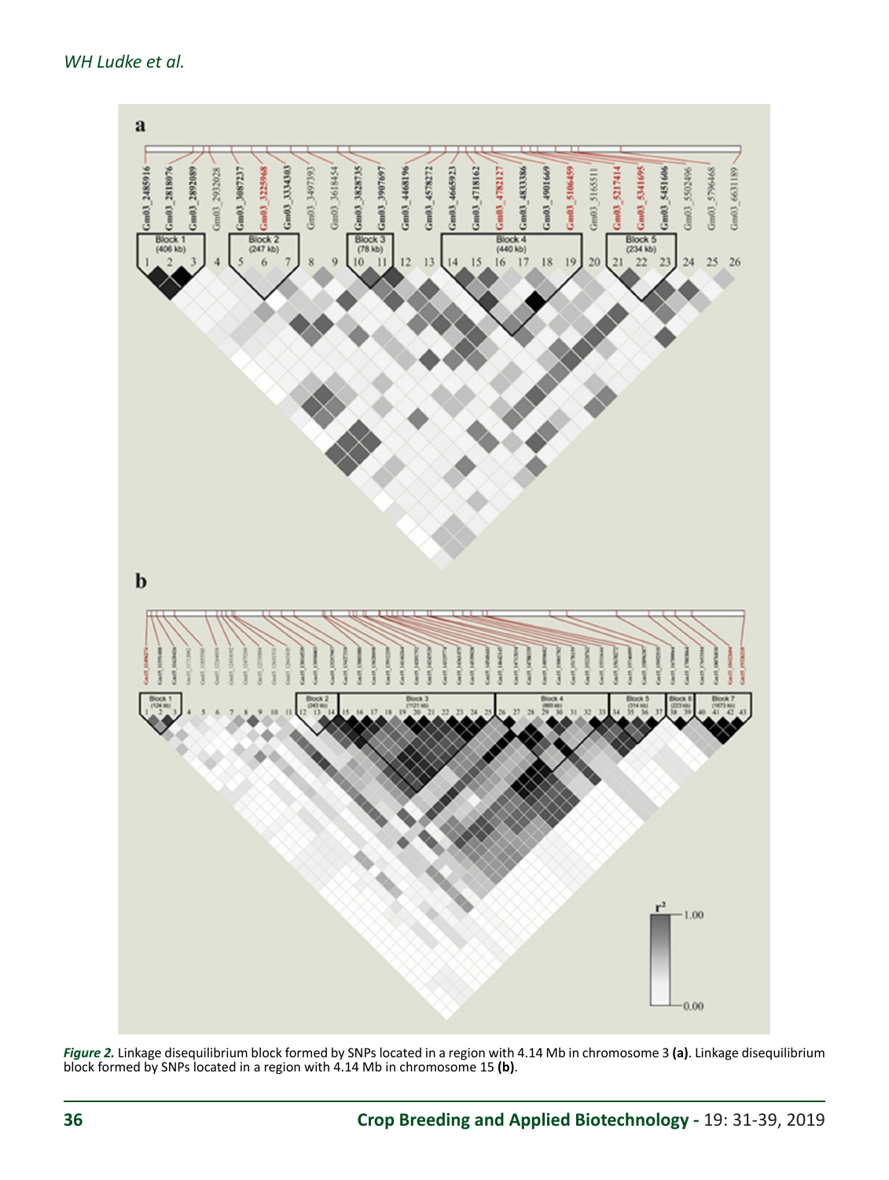*Figure 2.* Linkage disequilibrium block formed by SNPs located in a region with 4.14 Mb in chromosome 3 **(a)**. Linkage disequilibrium block formed by SNPs located in a region with 4.14 Mb in chromosome 15 **(b)**.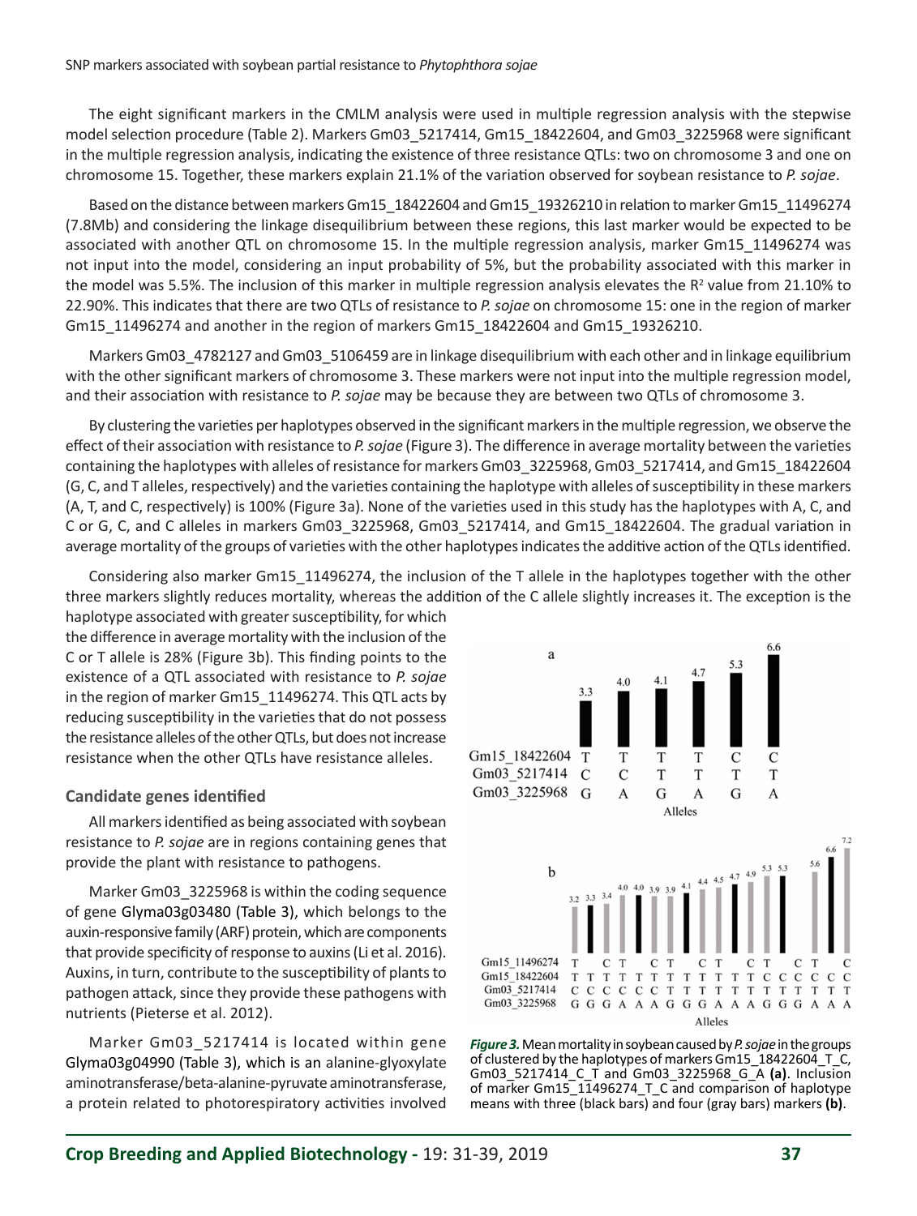The eight significant markers in the CMLM analysis were used in multiple regression analysis with the stepwise model selection procedure (Table 2). Markers Gm03_5217414, Gm15_18422604, and Gm03_3225968 were significant in the multiple regression analysis, indicating the existence of three resistance QTLs: two on chromosome 3 and one on chromosome 15. Together, these markers explain 21.1% of the variation observed for soybean resistance to *P. sojae*.

Based on the distance between markers Gm15_18422604 and Gm15_19326210 in relation to marker Gm15_11496274 (7.8Mb) and considering the linkage disequilibrium between these regions, this last marker would be expected to be associated with another QTL on chromosome 15. In the multiple regression analysis, marker Gm15_11496274 was not input into the model, considering an input probability of 5%, but the probability associated with this marker in the model was 5.5%. The inclusion of this marker in multiple regression analysis elevates the $R^2$ value from 21.10% to 22.90%. This indicates that there are two QTLs of resistance to *P. sojae* on chromosome 15: one in the region of marker Gm15_11496274 and another in the region of markers Gm15_18422604 and Gm15_19326210.

Markers Gm03_4782127 and Gm03_5106459 are in linkage disequilibrium with each other and in linkage equilibrium with the other significant markers of chromosome 3. These markers were not input into the multiple regression model, and their association with resistance to *P. sojae* may be because they are between two QTLs of chromosome 3.

By clustering the varieties per haplotypes observed in the significant markers in the multiple regression, we observe the effect of their association with resistance to *P. sojae* (Figure 3). The difference in average mortality between the varieties containing the haplotypes with alleles of resistance for markers Gm03_3225968, Gm03_5217414, and Gm15_18422604 (G, C, and T alleles, respectively) and the varieties containing the haplotype with alleles of susceptibility in these markers (A, T, and C, respectively) is 100% (Figure 3a). None of the varieties used in this study has the haplotypes with A, C, and C or G, C, and C alleles in markers Gm03_3225968, Gm03_5217414, and Gm15_18422604. The gradual variation in average mortality of the groups of varieties with the other haplotypes indicates the additive action of the QTLs identified.

Considering also marker Gm15_11496274, the inclusion of the T allele in the haplotypes together with the other three markers slightly reduces mortality, whereas the addition of the C allele slightly increases it. The exception is the haplotype associated with greater susceptibility, for which the difference in average mortality with the inclusion of the C or T allele is 28% (Figure 3b). This finding points to the existence of a QTL associated with resistance to *P. sojae* in the region of marker Gm15_11496274. This QTL acts by reducing susceptibility in the varieties that do not possess the resistance alleles of the other QTLs, but does not increase resistance when the other QTLs have resistance alleles.

## Candidate genes identified

All markers identified as being associated with soybean resistance to *P. sojae* are in regions containing genes that provide the plant with resistance to pathogens.

Marker Gm03_3225968 is within the coding sequence of gene Glyma03g03480 (Table 3), which belongs to the auxin-responsive family (ARF) protein, which are components that provide specificity of response to auxins (Li et al. 2016). Auxins, in turn, contribute to the susceptibility of plants to pathogen attack, since they provide these pathogens with nutrients (Pieterse et al. 2012).

Marker Gm03_5217414 is located within gene Glyma03g04990 (Table 3), which is an alanine-glyoxylate aminotransferase/beta-alanine-pyruvate aminotransferase, a protein related to photorespiratory activities involved

*Figure 3.* Mean mortality in soybean caused by *P. sojae* in the groups of clustered by the haplotypes of markers Gm15_18422604_T_C, Gm03_5217414_C_T and Gm03_3225968_G_A **(a)**. Inclusion of marker Gm15_11496274_T_C and comparison of haplotype means with three (black bars) and four (gray bars) markers **(b)**.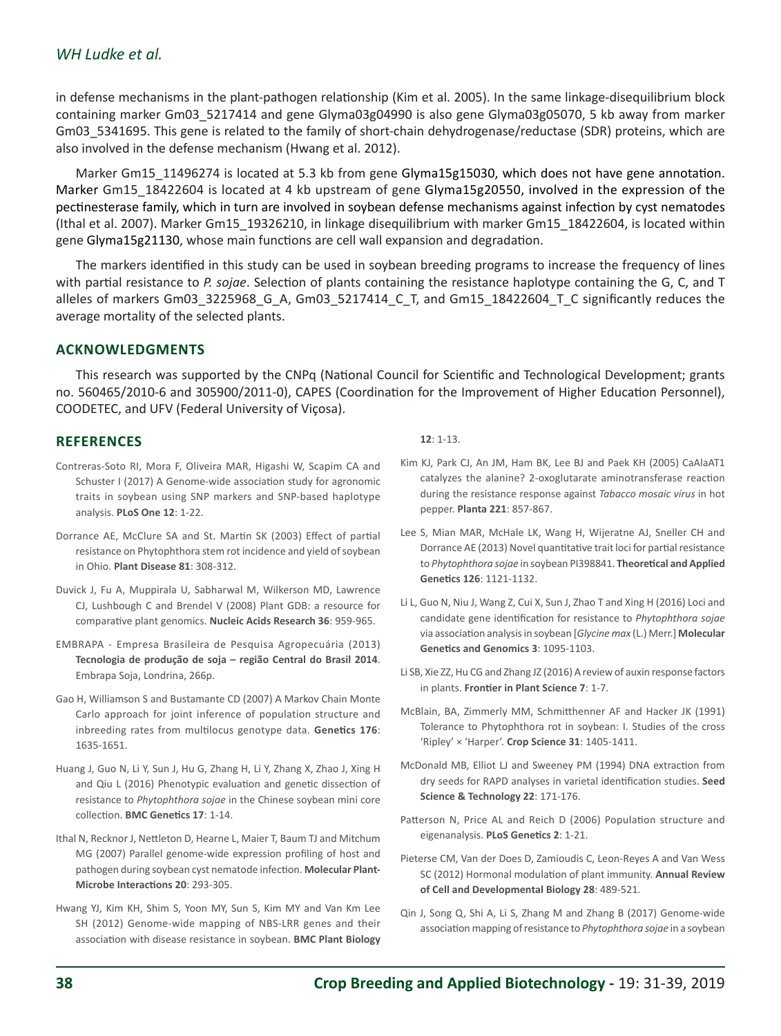in defense mechanisms in the plant-pathogen relationship (Kim et al. 2005). In the same linkage-disequilibrium block containing marker Gm03_5217414 and gene Glyma03g04990 is also gene Glyma03g05070, 5 kb away from marker Gm03_5341695. This gene is related to the family of short-chain dehydrogenase/reductase (SDR) proteins, which are also involved in the defense mechanism (Hwang et al. 2012).

Marker Gm15_11496274 is located at 5.3 kb from gene Glyma15g15030, which does not have gene annotation. Marker Gm15_18422604 is located at 4 kb upstream of gene Glyma15g20550, involved in the expression of the pectinesterase family, which in turn are involved in soybean defense mechanisms against infection by cyst nematodes (Ithal et al. 2007). Marker Gm15_19326210, in linkage disequilibrium with marker Gm15_18422604, is located within gene Glyma15g21130, whose main functions are cell wall expansion and degradation.

The markers identified in this study can be used in soybean breeding programs to increase the frequency of lines with partial resistance to *P. sojae*. Selection of plants containing the resistance haplotype containing the G, C, and T alleles of markers Gm03_3225968_G_A, Gm03_5217414_C_T, and Gm15_18422604_T_C significantly reduces the average mortality of the selected plants.

## ACKNOWLEDGMENTS

This research was supported by the CNPq (National Council for Scientific and Technological Development; grants no. 560465/2010-6 and 305900/2011-0), CAPES (Coordination for the Improvement of Higher Education Personnel), COODETEC, and UFV (Federal University of Viçosa).

## REFERENCES

Contreras-Soto RI, Mora F, Oliveira MAR, Higashi W, Scapim CA and Schuster I (2017) A Genome-wide association study for agronomic traits in soybean using SNP markers and SNP-based haplotype analysis. **PLoS One 12**: 1-22.

Dorrance AE, McClure SA and St. Martin SK (2003) Effect of partial resistance on Phytophthora stem rot incidence and yield of soybean in Ohio. **Plant Disease 81**: 308-312.

Duvick J, Fu A, Muppirala U, Sabharwal M, Wilkerson MD, Lawrence CJ, Lushbough C and Brendel V (2008) Plant GDB: a resource for comparative plant genomics. **Nucleic Acids Research 36**: 959-965.

EMBRAPA - Empresa Brasileira de Pesquisa Agropecuária (2013) **Tecnologia de produção de soja – região Central do Brasil 2014**. Embrapa Soja, Londrina, 266p.

Gao H, Williamson S and Bustamante CD (2007) A Markov Chain Monte Carlo approach for joint inference of population structure and inbreeding rates from multilocus genotype data. **Genetics 176**: 1635-1651.

Huang J, Guo N, Li Y, Sun J, Hu G, Zhang H, Li Y, Zhang X, Zhao J, Xing H and Qiu L (2016) Phenotypic evaluation and genetic dissection of resistance to *Phytophthora sojae* in the Chinese soybean mini core collection. **BMC Genetics 17**: 1-14.

Ithal N, Recknor J, Nettleton D, Hearne L, Maier T, Baum TJ and Mitchum MG (2007) Parallel genome-wide expression profiling of host and pathogen during soybean cyst nematode infection. **Molecular Plant-Microbe Interactions 20**: 293-305.

Hwang YJ, Kim KH, Shim S, Yoon MY, Sun S, Kim MY and Van Km Lee SH (2012) Genome-wide mapping of NBS-LRR genes and their association with disease resistance in soybean. **BMC Plant Biology 12**: 1-13.

Kim KJ, Park CJ, An JM, Ham BK, Lee BJ and Paek KH (2005) CaAlaAT1 catalyzes the alanine? 2-oxoglutarate aminotransferase reaction during the resistance response against *Tobacco mosaic vírus* in hot pepper. **Planta 221**: 857-867.

Lee S, Mian MAR, McHale LK, Wang H, Wijeratne AJ, Sneller CH and Dorrance AE (2013) Novel quantitative trait loci for partial resistance to *Phytophthora sojae* in soybean PI398841. **Theoretical and Applied Genetics 126**: 1121-1132.

Li L, Guo N, Niu J, Wang Z, Cui X, Sun J, Zhao T and Xing H (2016) Loci and candidate gene identification for resistance to *Phytophthora sojae* via association analysis in soybean [*Glycine max* (L.) Merr.] **Molecular Genetics and Genomics 3**: 1095-1103.

Li SB, Xie ZZ, Hu CG and Zhang JZ (2016) A review of auxin response factors in plants. **Frontier in Plant Science 7**: 1-7.

McBlain, BA, Zimmerly MM, Schmitthenner AF and Hacker JK (1991) Tolerance to Phytophthora rot in soybean: I. Studies of the cross 'Ripley' × 'Harper'. **Crop Science 31**: 1405-1411.

McDonald MB, Elliot LJ and Sweeney PM (1994) DNA extraction from dry seeds for RAPD analyses in varietal identification studies. **Seed Science & Technology 22**: 171-176.

Patterson N, Price AL and Reich D (2006) Population structure and eigenanalysis. **PLoS Genetics 2**: 1-21.

Pieterse CM, Van der Does D, Zamioudis C, Leon-Reyes A and Van Wess SC (2012) Hormonal modulation of plant immunity. **Annual Review of Cell and Developmental Biology 28**: 489-521.

Qin J, Song Q, Shi A, Li S, Zhang M and Zhang B (2017) Genome-wide association mapping of resistance to *Phytophthora sojae* in a soybean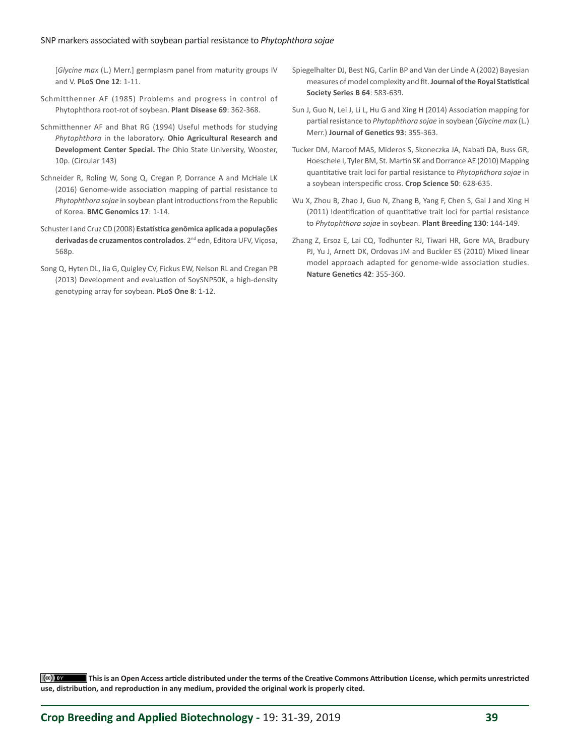[*Glycine max* (L.) Merr.] germplasm panel from maturity groups IV and V. **PLoS One 12**: 1-11.

Schmitthenner AF (1985) Problems and progress in control of Phytophthora root-rot of soybean. **Plant Disease 69**: 362-368.

Schmitthenner AF and Bhat RG (1994) Useful methods for studying *Phytophthora* in the laboratory. **Ohio Agricultural Research and Development Center Special.** The Ohio State University, Wooster, 10p. (Circular 143)

Schneider R, Roling W, Song Q, Cregan P, Dorrance A and McHale LK (2016) Genome-wide association mapping of partial resistance to *Phytophthora sojae* in soybean plant introductions from the Republic of Korea. **BMC Genomics 17**: 1-14.

Schuster I and Cruz CD (2008) **Estatística genômica aplicada a populações derivadas de cruzamentos controlados**. 2nd edn, Editora UFV, Viçosa, 568p.

Song Q, Hyten DL, Jia G, Quigley CV, Fickus EW, Nelson RL and Cregan PB (2013) Development and evaluation of SoySNP50K, a high-density genotyping array for soybean. **PLoS One 8**: 1-12.

Spiegelhalter DJ, Best NG, Carlin BP and Van der Linde A (2002) Bayesian measures of model complexity and fit. **Journal of the Royal Statistical Society Series B 64**: 583-639.

Sun J, Guo N, Lei J, Li L, Hu G and Xing H (2014) Association mapping for partial resistance to *Phytophthora sojae* in soybean (*Glycine max* (L.) Merr.) **Journal of Genetics 93**: 355-363.

Tucker DM, Maroof MAS, Mideros S, Skoneczka JA, Nabati DA, Buss GR, Hoeschele I, Tyler BM, St. Martin SK and Dorrance AE (2010) Mapping quantitative trait loci for partial resistance to *Phytophthora sojae* in a soybean interspecific cross. **Crop Science 50**: 628-635.

Wu X, Zhou B, Zhao J, Guo N, Zhang B, Yang F, Chen S, Gai J and Xing H (2011) Identification of quantitative trait loci for partial resistance to *Phytophthora sojae* in soybean. **Plant Breeding 130**: 144-149.

Zhang Z, Ersoz E, Lai CQ, Todhunter RJ, Tiwari HR, Gore MA, Bradbury PJ, Yu J, Arnett DK, Ordovas JM and Buckler ES (2010) Mixed linear model approach adapted for genome-wide association studies. **Nature Genetics 42**: 355-360.

**This is an Open Access article distributed under the terms of the Creative Commons Attribution License, which permits unrestricted use, distribution, and reproduction in any medium, provided the original work is properly cited.**